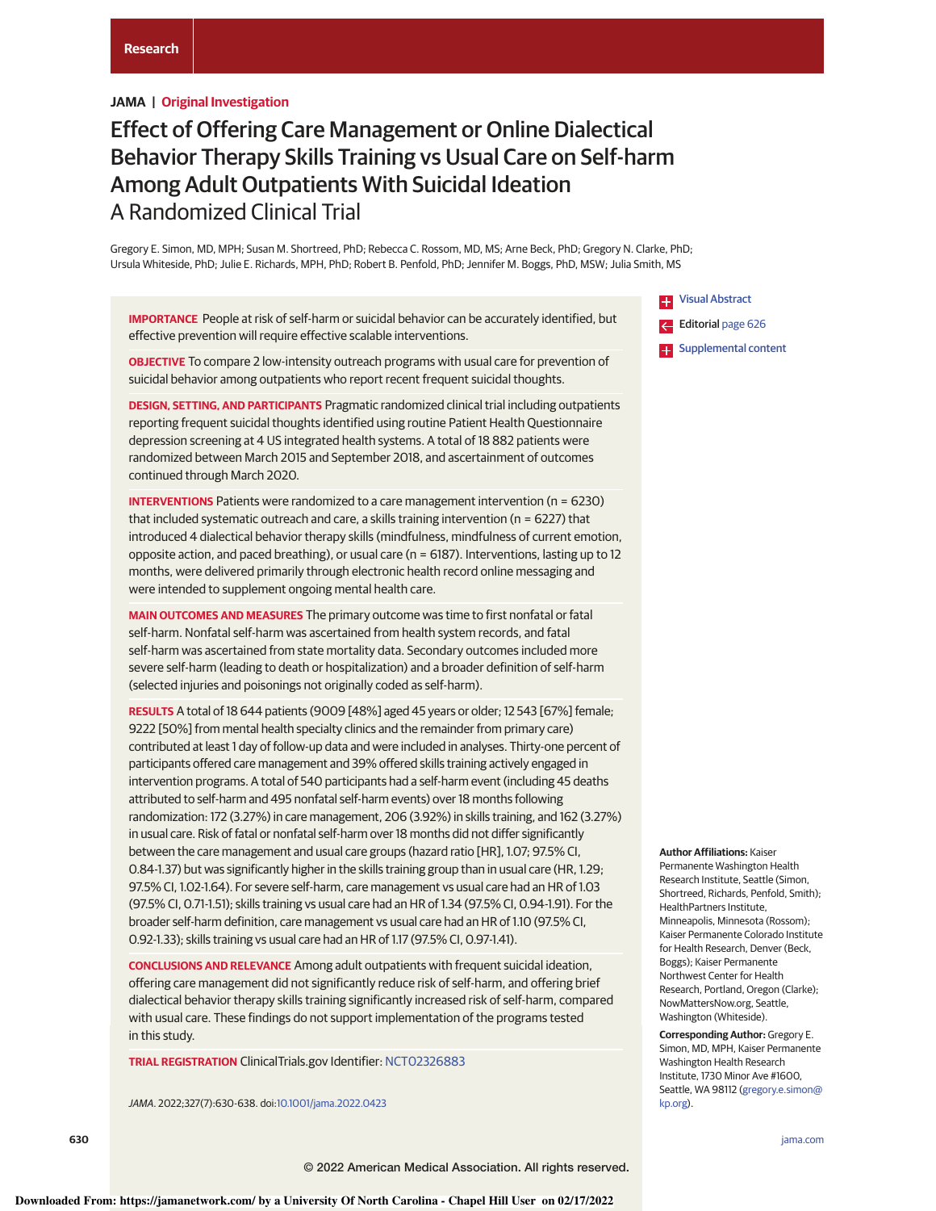Research

**JAMA | Original Investigation**

# Effect of Offering Care Management or Online Dialectical Behavior Therapy Skills Training vs Usual Care on Self-harm Among Adult Outpatients With Suicidal Ideation

## A Randomized Clinical Trial

Gregory E. Simon, MD, MPH; Susan M. Shortreed, PhD; Rebecca C. Rossom, MD, MS; Arne Beck, PhD; Gregory N. Clarke, PhD; Ursula Whiteside, PhD; Julie E. Richards, MPH, PhD; Robert B. Penfold, PhD; Jennifer M. Boggs, PhD, MSW; Julia Smith, MS

Visual Abstract

Editorial page 626

Supplemental content

**IMPORTANCE** People at risk of self-harm or suicidal behavior can be accurately identified, but effective prevention will require effective scalable interventions.

**OBJECTIVE** To compare 2 low-intensity outreach programs with usual care for prevention of suicidal behavior among outpatients who report recent frequent suicidal thoughts.

**DESIGN, SETTING, AND PARTICIPANTS** Pragmatic randomized clinical trial including outpatients reporting frequent suicidal thoughts identified using routine Patient Health Questionnaire depression screening at 4 US integrated health systems. A total of 18 882 patients were randomized between March 2015 and September 2018, and ascertainment of outcomes continued through March 2020.

**INTERVENTIONS** Patients were randomized to a care management intervention (n = 6230) that included systematic outreach and care, a skills training intervention (n = 6227) that introduced 4 dialectical behavior therapy skills (mindfulness, mindfulness of current emotion, opposite action, and paced breathing), or usual care (n = 6187). Interventions, lasting up to 12 months, were delivered primarily through electronic health record online messaging and were intended to supplement ongoing mental health care.

**MAIN OUTCOMES AND MEASURES** The primary outcome was time to first nonfatal or fatal self-harm. Nonfatal self-harm was ascertained from health system records, and fatal self-harm was ascertained from state mortality data. Secondary outcomes included more severe self-harm (leading to death or hospitalization) and a broader definition of self-harm (selected injuries and poisonings not originally coded as self-harm).

**RESULTS** A total of 18 644 patients (9009 [48%] aged 45 years or older; 12 543 [67%] female; 9222 [50%] from mental health specialty clinics and the remainder from primary care) contributed at least 1 day of follow-up data and were included in analyses. Thirty-one percent of participants offered care management and 39% offered skills training actively engaged in intervention programs. A total of 540 participants had a self-harm event (including 45 deaths attributed to self-harm and 495 nonfatal self-harm events) over 18 months following randomization: 172 (3.27%) in care management, 206 (3.92%) in skills training, and 162 (3.27%) in usual care. Risk of fatal or nonfatal self-harm over 18 months did not differ significantly between the care management and usual care groups (hazard ratio [HR], 1.07; 97.5% CI, 0.84-1.37) but was significantly higher in the skills training group than in usual care (HR, 1.29; 97.5% CI, 1.02-1.64). For severe self-harm, care management vs usual care had an HR of 1.03 (97.5% CI, 0.71-1.51); skills training vs usual care had an HR of 1.34 (97.5% CI, 0.94-1.91). For the broader self-harm definition, care management vs usual care had an HR of 1.10 (97.5% CI, 0.92-1.33); skills training vs usual care had an HR of 1.17 (97.5% CI, 0.97-1.41).

**CONCLUSIONS AND RELEVANCE** Among adult outpatients with frequent suicidal ideation, offering care management did not significantly reduce risk of self-harm, and offering brief dialectical behavior therapy skills training significantly increased risk of self-harm, compared with usual care. These findings do not support implementation of the programs tested in this study.

**TRIAL REGISTRATION** ClinicalTrials.gov Identifier: NCT02326883

*JAMA*. 2022;327(7):630-638. doi:10.1001/jama.2022.0423

**Author Affiliations:** Kaiser Permanente Washington Health Research Institute, Seattle (Simon, Shortreed, Richards, Penfold, Smith); HealthPartners Institute, Minneapolis, Minnesota (Rossom); Kaiser Permanente Colorado Institute for Health Research, Denver (Beck, Boggs); Kaiser Permanente Northwest Center for Health Research, Portland, Oregon (Clarke); NowMattersNow.org, Seattle, Washington (Whiteside).

**Corresponding Author:** Gregory E. Simon, MD, MPH, Kaiser Permanente Washington Health Research Institute, 1730 Minor Ave #1600, Seattle, WA 98112 (gregory.e.simon@kp.org).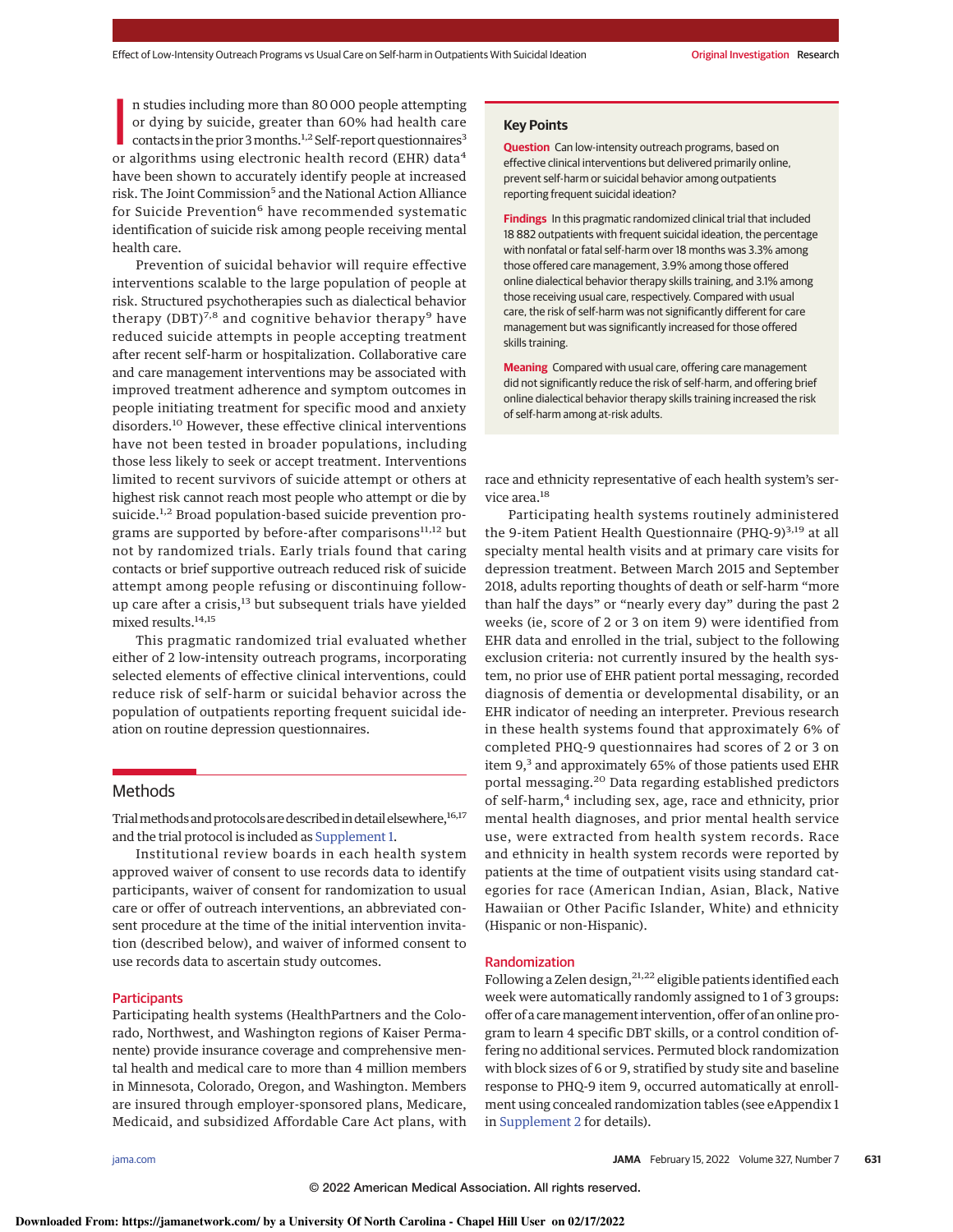In studies including more than 80 000 people attempting or dying by suicide, greater than 60% had health care contacts in the prior 3 months.[1,2] Self-report questionnaires[3] or algorithms using electronic health record (EHR) data[4] have been shown to accurately identify people at increased risk. The Joint Commission[5] and the National Action Alliance for Suicide Prevention[6] have recommended systematic identification of suicide risk among people receiving mental health care.

Prevention of suicidal behavior will require effective interventions scalable to the large population of people at risk. Structured psychotherapies such as dialectical behavior therapy (DBT)[7,8] and cognitive behavior therapy[9] have reduced suicide attempts in people accepting treatment after recent self-harm or hospitalization. Collaborative care and care management interventions may be associated with improved treatment adherence and symptom outcomes in people initiating treatment for specific mood and anxiety disorders.[10] However, these effective clinical interventions have not been tested in broader populations, including those less likely to seek or accept treatment. Interventions limited to recent survivors of suicide attempt or others at highest risk cannot reach most people who attempt or die by suicide.[1,2] Broad population-based suicide prevention programs are supported by before-after comparisons[11,12] but not by randomized trials. Early trials found that caring contacts or brief supportive outreach reduced risk of suicide attempt among people refusing or discontinuing follow-up care after a crisis,[13] but subsequent trials have yielded mixed results.[14,15]

This pragmatic randomized trial evaluated whether either of 2 low-intensity outreach programs, incorporating selected elements of effective clinical interventions, could reduce risk of self-harm or suicidal behavior across the population of outpatients reporting frequent suicidal ideation on routine depression questionnaires.

> **Key Points**
>
> **Question** Can low-intensity outreach programs, based on effective clinical interventions but delivered primarily online, prevent self-harm or suicidal behavior among outpatients reporting frequent suicidal ideation?
>
> **Findings** In this pragmatic randomized clinical trial that included 18 882 outpatients with frequent suicidal ideation, the percentage with nonfatal or fatal self-harm over 18 months was 3.3% among those offered care management, 3.9% among those offered online dialectical behavior therapy skills training, and 3.1% among those receiving usual care, respectively. Compared with usual care, the risk of self-harm was not significantly different for care management but was significantly increased for those offered skills training.
>
> **Meaning** Compared with usual care, offering care management did not significantly reduce the risk of self-harm, and offering brief online dialectical behavior therapy skills training increased the risk of self-harm among at-risk adults.

## Methods

Trial methods and protocols are described in detail elsewhere,[16,17] and the trial protocol is included as Supplement 1.

Institutional review boards in each health system approved waiver of consent to use records data to identify participants, waiver of consent for randomization to usual care or offer of outreach interventions, an abbreviated consent procedure at the time of the initial intervention invitation (described below), and waiver of informed consent to use records data to ascertain study outcomes.

### Participants

Participating health systems (HealthPartners and the Colorado, Northwest, and Washington regions of Kaiser Permanente) provide insurance coverage and comprehensive mental health and medical care to more than 4 million members in Minnesota, Colorado, Oregon, and Washington. Members are insured through employer-sponsored plans, Medicare, Medicaid, and subsidized Affordable Care Act plans, with race and ethnicity representative of each health system's service area.[18]

Participating health systems routinely administered the 9-item Patient Health Questionnaire (PHQ-9)[3,19] at all specialty mental health visits and at primary care visits for depression treatment. Between March 2015 and September 2018, adults reporting thoughts of death or self-harm "more than half the days" or "nearly every day" during the past 2 weeks (ie, score of 2 or 3 on item 9) were identified from EHR data and enrolled in the trial, subject to the following exclusion criteria: not currently insured by the health system, no prior use of EHR patient portal messaging, recorded diagnosis of dementia or developmental disability, or an EHR indicator of needing an interpreter. Previous research in these health systems found that approximately 6% of completed PHQ-9 questionnaires had scores of 2 or 3 on item 9,[3] and approximately 65% of those patients used EHR portal messaging.[20] Data regarding established predictors of self-harm,[4] including sex, age, race and ethnicity, prior mental health diagnoses, and prior mental health service use, were extracted from health system records. Race and ethnicity in health system records were reported by patients at the time of outpatient visits using standard categories for race (American Indian, Asian, Black, Native Hawaiian or Other Pacific Islander, White) and ethnicity (Hispanic or non-Hispanic).

### Randomization

Following a Zelen design,[21,22] eligible patients identified each week were automatically randomly assigned to 1 of 3 groups: offer of a care management intervention, offer of an online program to learn 4 specific DBT skills, or a control condition offering no additional services. Permuted block randomization with block sizes of 6 or 9, stratified by study site and baseline response to PHQ-9 item 9, occurred automatically at enrollment using concealed randomization tables (see eAppendix 1 in Supplement 2 for details).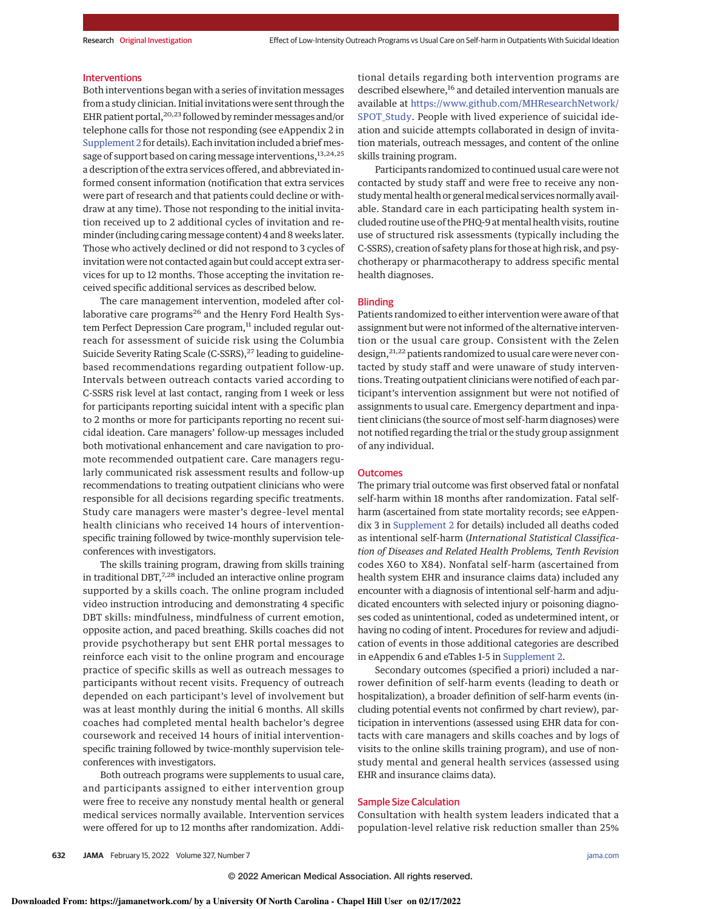### Interventions

Both interventions began with a series of invitation messages from a study clinician. Initial invitations were sent through the EHR patient portal,[20,23] followed by reminder messages and/or telephone calls for those not responding (see eAppendix 2 in Supplement 2 for details). Each invitation included a brief message of support based on caring message interventions,[13,24,25] a description of the extra services offered, and abbreviated informed consent information (notification that extra services were part of research and that patients could decline or withdraw at any time). Those not responding to the initial invitation received up to 2 additional cycles of invitation and reminder (including caring message content) 4 and 8 weeks later. Those who actively declined or did not respond to 3 cycles of invitation were not contacted again but could accept extra services for up to 12 months. Those accepting the invitation received specific additional services as described below.

The care management intervention, modeled after collaborative care programs[26] and the Henry Ford Health System Perfect Depression Care program,[11] included regular outreach for assessment of suicide risk using the Columbia Suicide Severity Rating Scale (C-SSRS),[27] leading to guideline-based recommendations regarding outpatient follow-up. Intervals between outreach contacts varied according to C-SSRS risk level at last contact, ranging from 1 week or less for participants reporting suicidal intent with a specific plan to 2 months or more for participants reporting no recent suicidal ideation. Care managers' follow-up messages included both motivational enhancement and care navigation to promote recommended outpatient care. Care managers regularly communicated risk assessment results and follow-up recommendations to treating outpatient clinicians who were responsible for all decisions regarding specific treatments. Study care managers were master's degree–level mental health clinicians who received 14 hours of intervention-specific training followed by twice-monthly supervision teleconferences with investigators.

The skills training program, drawing from skills training in traditional DBT,[7,28] included an interactive online program supported by a skills coach. The online program included video instruction introducing and demonstrating 4 specific DBT skills: mindfulness, mindfulness of current emotion, opposite action, and paced breathing. Skills coaches did not provide psychotherapy but sent EHR portal messages to reinforce each visit to the online program and encourage practice of specific skills as well as outreach messages to participants without recent visits. Frequency of outreach depended on each participant's level of involvement but was at least monthly during the initial 6 months. All skills coaches had completed mental health bachelor's degree coursework and received 14 hours of initial intervention-specific training followed by twice-monthly supervision teleconferences with investigators.

Both outreach programs were supplements to usual care, and participants assigned to either intervention group were free to receive any nonstudy mental health or general medical services normally available. Intervention services were offered for up to 12 months after randomization. Additional details regarding both intervention programs are described elsewhere,[16] and detailed intervention manuals are available at https://www.github.com/MHResearchNetwork/SPOT_Study. People with lived experience of suicidal ideation and suicide attempts collaborated in design of invitation materials, outreach messages, and content of the online skills training program.

Participants randomized to continued usual care were not contacted by study staff and were free to receive any nonstudy mental health or general medical services normally available. Standard care in each participating health system included routine use of the PHQ-9 at mental health visits, routine use of structured risk assessments (typically including the C-SSRS), creation of safety plans for those at high risk, and psychotherapy or pharmacotherapy to address specific mental health diagnoses.

### Blinding

Patients randomized to either intervention were aware of that assignment but were not informed of the alternative intervention or the usual care group. Consistent with the Zelen design,[21,22] patients randomized to usual care were never contacted by study staff and were unaware of study interventions. Treating outpatient clinicians were notified of each participant's intervention assignment but were not notified of assignments to usual care. Emergency department and inpatient clinicians (the source of most self-harm diagnoses) were not notified regarding the trial or the study group assignment of any individual.

### Outcomes

The primary trial outcome was first observed fatal or nonfatal self-harm within 18 months after randomization. Fatal self-harm (ascertained from state mortality records; see eAppendix 3 in Supplement 2 for details) included all deaths coded as intentional self-harm (*International Statistical Classification of Diseases and Related Health Problems, Tenth Revision* codes X60 to X84). Nonfatal self-harm (ascertained from health system EHR and insurance claims data) included any encounter with a diagnosis of intentional self-harm and adjudicated encounters with selected injury or poisoning diagnoses coded as unintentional, coded as undetermined intent, or having no coding of intent. Procedures for review and adjudication of events in those additional categories are described in eAppendix 6 and eTables 1-5 in Supplement 2.

Secondary outcomes (specified a priori) included a narrower definition of self-harm events (leading to death or hospitalization), a broader definition of self-harm events (including potential events not confirmed by chart review), participation in interventions (assessed using EHR data for contacts with care managers and skills coaches and by logs of visits to the online skills training program), and use of nonstudy mental and general health services (assessed using EHR and insurance claims data).

### Sample Size Calculation

Consultation with health system leaders indicated that a population-level relative risk reduction smaller than 25%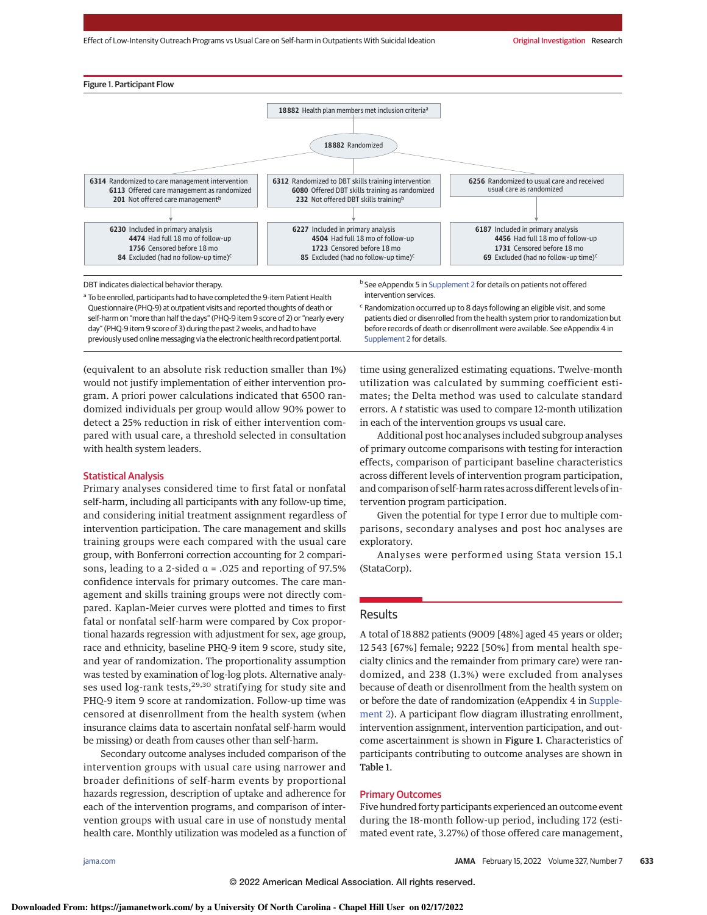Figure 1. Participant Flow

**18882** Health plan members met inclusion criteria[a]

**18882** Randomized

| Care management | DBT skills training | Usual care |
|---|---|---|
| **6314** Randomized to care management intervention<br>**6113** Offered care management as randomized<br>**201** Not offered care management[b] | **6312** Randomized to DBT skills training intervention<br>**6080** Offered DBT skills training as randomized<br>**232** Not offered DBT skills training[b] | **6256** Randomized to usual care and received usual care as randomized |
| **6230** Included in primary analysis<br>**4474** Had full 18 mo of follow-up<br>**1756** Censored before 18 mo<br>**84** Excluded (had no follow-up time)[c] | **6227** Included in primary analysis<br>**4504** Had full 18 mo of follow-up<br>**1723** Censored before 18 mo<br>**85** Excluded (had no follow-up time)[c] | **6187** Included in primary analysis<br>**4456** Had full 18 mo of follow-up<br>**1731** Censored before 18 mo<br>**69** Excluded (had no follow-up time)[c] |

DBT indicates dialectical behavior therapy.

[a] To be enrolled, participants had to have completed the 9-item Patient Health Questionnaire (PHQ-9) at outpatient visits and reported thoughts of death or self-harm on "more than half the days" (PHQ-9 item 9 score of 2) or "nearly every day" (PHQ-9 item 9 score of 3) during the past 2 weeks, and had to have previously used online messaging via the electronic health record patient portal.

[b] See eAppendix 5 in Supplement 2 for details on patients not offered intervention services.

[c] Randomization occurred up to 8 days following an eligible visit, and some patients died or disenrolled from the health system prior to randomization but before records of death or disenrollment were available. See eAppendix 4 in Supplement 2 for details.

(equivalent to an absolute risk reduction smaller than 1%) would not justify implementation of either intervention program. A priori power calculations indicated that 6500 randomized individuals per group would allow 90% power to detect a 25% reduction in risk of either intervention compared with usual care, a threshold selected in consultation with health system leaders.

## Statistical Analysis

Primary analyses considered time to first fatal or nonfatal self-harm, including all participants with any follow-up time, and considering initial treatment assignment regardless of intervention participation. The care management and skills training groups were each compared with the usual care group, with Bonferroni correction accounting for 2 comparisons, leading to a 2-sided $\alpha = .025$ and reporting of 97.5% confidence intervals for primary outcomes. The care management and skills training groups were not directly compared. Kaplan-Meier curves were plotted and times to first fatal or nonfatal self-harm were compared by Cox proportional hazards regression with adjustment for sex, age group, race and ethnicity, baseline PHQ-9 item 9 score, study site, and year of randomization. The proportionality assumption was tested by examination of log-log plots. Alternative analyses used log-rank tests,[29,30] stratifying for study site and PHQ-9 item 9 score at randomization. Follow-up time was censored at disenrollment from the health system (when insurance claims data to ascertain nonfatal self-harm would be missing) or death from causes other than self-harm.

Secondary outcome analyses included comparison of the intervention groups with usual care using narrower and broader definitions of self-harm events by proportional hazards regression, description of uptake and adherence for each of the intervention programs, and comparison of intervention groups with usual care in use of nonstudy mental health care. Monthly utilization was modeled as a function of time using generalized estimating equations. Twelve-month utilization was calculated by summing coefficient estimates; the Delta method was used to calculate standard errors. A $t$ statistic was used to compare 12-month utilization in each of the intervention groups vs usual care.

Additional post hoc analyses included subgroup analyses of primary outcome comparisons with testing for interaction effects, comparison of participant baseline characteristics across different levels of intervention program participation, and comparison of self-harm rates across different levels of intervention program participation.

Given the potential for type I error due to multiple comparisons, secondary analyses and post hoc analyses are exploratory.

Analyses were performed using Stata version 15.1 (StataCorp).

## Results

A total of 18 882 patients (9009 [48%] aged 45 years or older; 12 543 [67%] female; 9222 [50%] from mental health specialty clinics and the remainder from primary care) were randomized, and 238 (1.3%) were excluded from analyses because of death or disenrollment from the health system on or before the date of randomization (eAppendix 4 in Supplement 2). A participant flow diagram illustrating enrollment, intervention assignment, intervention participation, and outcome ascertainment is shown in **Figure 1**. Characteristics of participants contributing to outcome analyses are shown in **Table 1**.

### Primary Outcomes

Five hundred forty participants experienced an outcome event during the 18-month follow-up period, including 172 (estimated event rate, 3.27%) of those offered care management,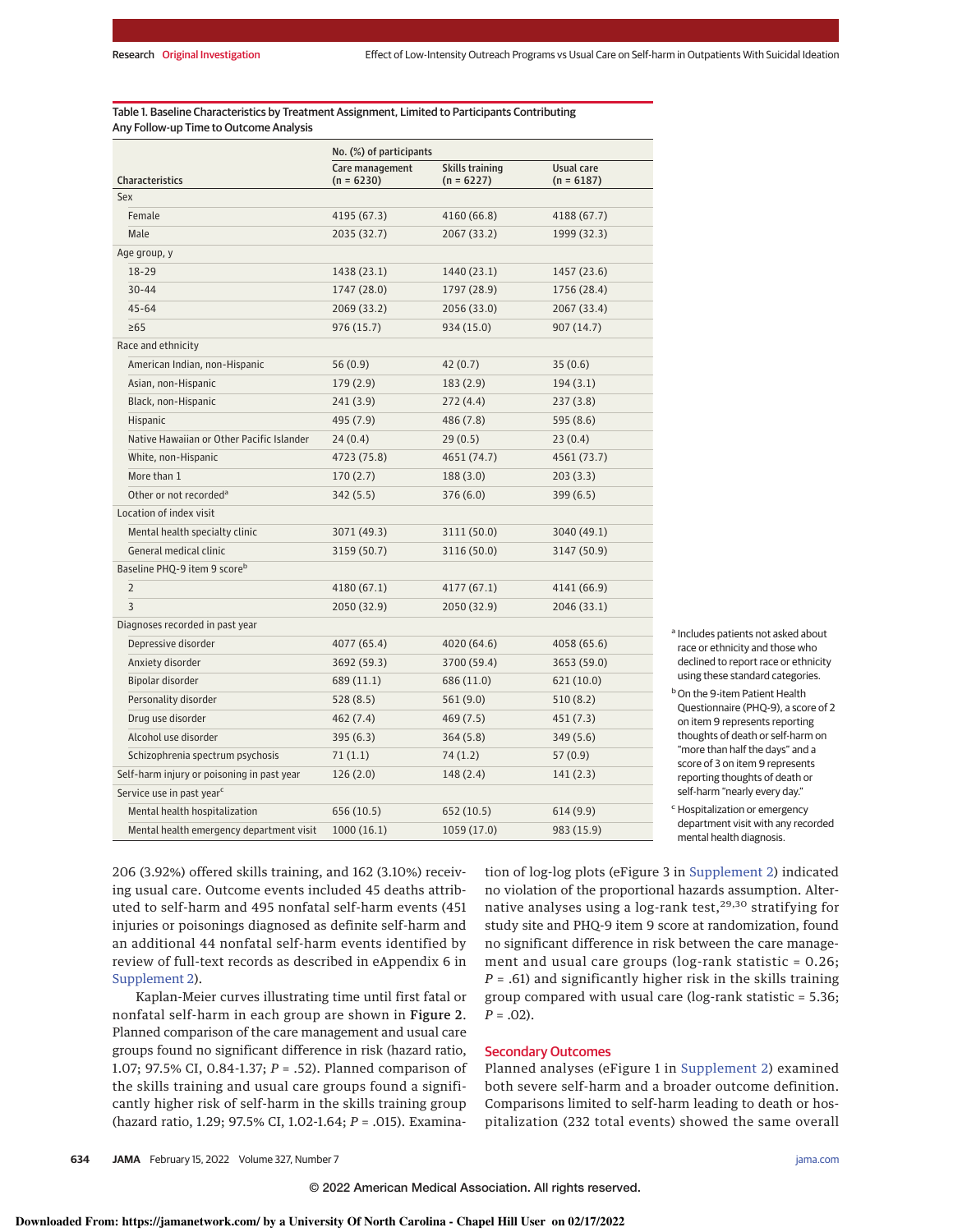Table 1. Baseline Characteristics by Treatment Assignment, Limited to Participants Contributing Any Follow-up Time to Outcome Analysis

| Characteristics | No. (%) of participants | | |
|---|---|---|---|
| | Care management (n = 6230) | Skills training (n = 6227) | Usual care (n = 6187) |
| Sex | | | |
| Female | 4195 (67.3) | 4160 (66.8) | 4188 (67.7) |
| Male | 2035 (32.7) | 2067 (33.2) | 1999 (32.3) |
| Age group, y | | | |
| 18-29 | 1438 (23.1) | 1440 (23.1) | 1457 (23.6) |
| 30-44 | 1747 (28.0) | 1797 (28.9) | 1756 (28.4) |
| 45-64 | 2069 (33.2) | 2056 (33.0) | 2067 (33.4) |
| ≥65 | 976 (15.7) | 934 (15.0) | 907 (14.7) |
| Race and ethnicity | | | |
| American Indian, non-Hispanic | 56 (0.9) | 42 (0.7) | 35 (0.6) |
| Asian, non-Hispanic | 179 (2.9) | 183 (2.9) | 194 (3.1) |
| Black, non-Hispanic | 241 (3.9) | 272 (4.4) | 237 (3.8) |
| Hispanic | 495 (7.9) | 486 (7.8) | 595 (8.6) |
| Native Hawaiian or Other Pacific Islander | 24 (0.4) | 29 (0.5) | 23 (0.4) |
| White, non-Hispanic | 4723 (75.8) | 4651 (74.7) | 4561 (73.7) |
| More than 1 | 170 (2.7) | 188 (3.0) | 203 (3.3) |
| Other or not recorded[a] | 342 (5.5) | 376 (6.0) | 399 (6.5) |
| Location of index visit | | | |
| Mental health specialty clinic | 3071 (49.3) | 3111 (50.0) | 3040 (49.1) |
| General medical clinic | 3159 (50.7) | 3116 (50.0) | 3147 (50.9) |
| Baseline PHQ-9 item 9 score[b] | | | |
| 2 | 4180 (67.1) | 4177 (67.1) | 4141 (66.9) |
| 3 | 2050 (32.9) | 2050 (32.9) | 2046 (33.1) |
| Diagnoses recorded in past year | | | |
| Depressive disorder | 4077 (65.4) | 4020 (64.6) | 4058 (65.6) |
| Anxiety disorder | 3692 (59.3) | 3700 (59.4) | 3653 (59.0) |
| Bipolar disorder | 689 (11.1) | 686 (11.0) | 621 (10.0) |
| Personality disorder | 528 (8.5) | 561 (9.0) | 510 (8.2) |
| Drug use disorder | 462 (7.4) | 469 (7.5) | 451 (7.3) |
| Alcohol use disorder | 395 (6.3) | 364 (5.8) | 349 (5.6) |
| Schizophrenia spectrum psychosis | 71 (1.1) | 74 (1.2) | 57 (0.9) |
| Self-harm injury or poisoning in past year | 126 (2.0) | 148 (2.4) | 141 (2.3) |
| Service use in past year[c] | | | |
| Mental health hospitalization | 656 (10.5) | 652 (10.5) | 614 (9.9) |
| Mental health emergency department visit | 1000 (16.1) | 1059 (17.0) | 983 (15.9) |

[a] Includes patients not asked about race or ethnicity and those who declined to report race or ethnicity using these standard categories.

[b] On the 9-item Patient Health Questionnaire (PHQ-9), a score of 2 on item 9 represents reporting thoughts of death or self-harm on "more than half the days" and a score of 3 on item 9 represents reporting thoughts of death or self-harm "nearly every day."

[c] Hospitalization or emergency department visit with any recorded mental health diagnosis.

206 (3.92%) offered skills training, and 162 (3.10%) receiving usual care. Outcome events included 45 deaths attributed to self-harm and 495 nonfatal self-harm events (451 injuries or poisonings diagnosed as definite self-harm and an additional 44 nonfatal self-harm events identified by review of full-text records as described in eAppendix 6 in Supplement 2).

Kaplan-Meier curves illustrating time until first fatal or nonfatal self-harm in each group are shown in **Figure 2**. Planned comparison of the care management and usual care groups found no significant difference in risk (hazard ratio, 1.07; 97.5% CI, 0.84-1.37; *P* = .52). Planned comparison of the skills training and usual care groups found a significantly higher risk of self-harm in the skills training group (hazard ratio, 1.29; 97.5% CI, 1.02-1.64; *P* = .015). Examination of log-log plots (eFigure 3 in Supplement 2) indicated no violation of the proportional hazards assumption. Alternative analyses using a log-rank test,[29,30] stratifying for study site and PHQ-9 item 9 score at randomization, found no significant difference in risk between the care management and usual care groups (log-rank statistic = 0.26; *P* = .61) and significantly higher risk in the skills training group compared with usual care (log-rank statistic = 5.36; *P* = .02).

## Secondary Outcomes

Planned analyses (eFigure 1 in Supplement 2) examined both severe self-harm and a broader outcome definition. Comparisons limited to self-harm leading to death or hospitalization (232 total events) showed the same overall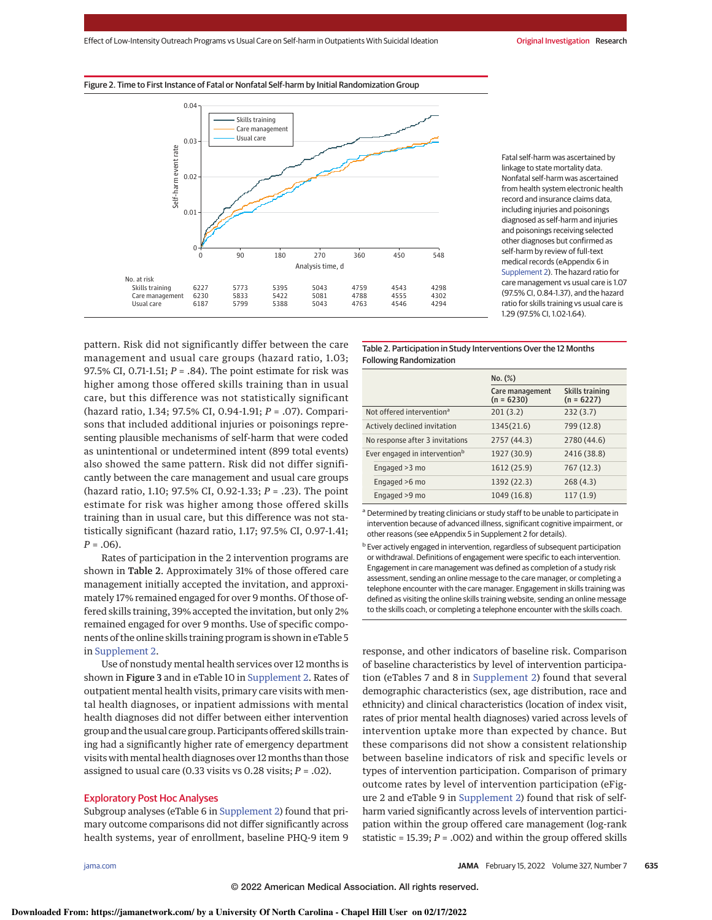Figure 2. Time to First Instance of Fatal or Nonfatal Self-harm by Initial Randomization Group

| No. at risk | 0 | 90 | 180 | 270 | 360 | 450 | 548 |
|---|---|---|---|---|---|---|---|
| Skills training | 6227 | 5773 | 5395 | 5043 | 4759 | 4543 | 4298 |
| Care management | 6230 | 5833 | 5422 | 5081 | 4788 | 4555 | 4302 |
| Usual care | 6187 | 5799 | 5388 | 5043 | 4763 | 4546 | 4294 |

Fatal self-harm was ascertained by linkage to state mortality data. Nonfatal self-harm was ascertained from health system electronic health record and insurance claims data, including injuries and poisonings diagnosed as self-harm and injuries and poisonings receiving selected other diagnoses but confirmed as self-harm by review of full-text medical records (eAppendix 6 in Supplement 2). The hazard ratio for care management vs usual care is 1.07 (97.5% CI, 0.84-1.37), and the hazard ratio for skills training vs usual care is 1.29 (97.5% CI, 1.02-1.64).

pattern. Risk did not significantly differ between the care management and usual care groups (hazard ratio, 1.03; 97.5% CI, 0.71-1.51; $P = .84$). The point estimate for risk was higher among those offered skills training than in usual care, but this difference was not statistically significant (hazard ratio, 1.34; 97.5% CI, 0.94-1.91; $P = .07$). Comparisons that included additional injuries or poisonings representing plausible mechanisms of self-harm that were coded as unintentional or undetermined intent (899 total events) also showed the same pattern. Risk did not differ significantly between the care management and usual care groups (hazard ratio, 1.10; 97.5% CI, 0.92-1.33; $P = .23$). The point estimate for risk was higher among those offered skills training than in usual care, but this difference was not statistically significant (hazard ratio, 1.17; 97.5% CI, 0.97-1.41; $P = .06$).

Rates of participation in the 2 intervention programs are shown in **Table 2**. Approximately 31% of those offered care management initially accepted the invitation, and approximately 17% remained engaged for over 9 months. Of those offered skills training, 39% accepted the invitation, but only 2% remained engaged for over 9 months. Use of specific components of the online skills training program is shown in eTable 5 in Supplement 2.

Use of nonstudy mental health services over 12 months is shown in **Figure 3** and in eTable 10 in Supplement 2. Rates of outpatient mental health visits, primary care visits with mental health diagnoses, or inpatient admissions with mental health diagnoses did not differ between either intervention group and the usual care group. Participants offered skills training had a significantly higher rate of emergency department visits with mental health diagnoses over 12 months than those assigned to usual care (0.33 visits vs 0.28 visits; $P = .02$).

## Exploratory Post Hoc Analyses

Subgroup analyses (eTable 6 in Supplement 2) found that primary outcome comparisons did not differ significantly across health systems, year of enrollment, baseline PHQ-9 item 9 response, and other indicators of baseline risk. Comparison of baseline characteristics by level of intervention participation (eTables 7 and 8 in Supplement 2) found that several demographic characteristics (sex, age distribution, race and ethnicity) and clinical characteristics (location of index visit, rates of prior mental health diagnoses) varied across levels of intervention uptake more than expected by chance. But these comparisons did not show a consistent relationship between baseline indicators of risk and specific levels or types of intervention participation. Comparison of primary outcome rates by level of intervention participation (eFigure 2 and eTable 9 in Supplement 2) found that risk of self-harm varied significantly across levels of intervention participation within the group offered care management (log-rank statistic = 15.39; $P = .002$) and within the group offered skills

Table 2. Participation in Study Interventions Over the 12 Months Following Randomization

| | No. (%) | |
|---|---|---|
| | Care management (n = 6230) | Skills training (n = 6227) |
| Not offered intervention[a] | 201 (3.2) | 232 (3.7) |
| Actively declined invitation | 1345(21.6) | 799 (12.8) |
| No response after 3 invitations | 2757 (44.3) | 2780 (44.6) |
| Ever engaged in intervention[b] | 1927 (30.9) | 2416 (38.8) |
| Engaged >3 mo | 1612 (25.9) | 767 (12.3) |
| Engaged >6 mo | 1392 (22.3) | 268 (4.3) |
| Engaged >9 mo | 1049 (16.8) | 117 (1.9) |

[a] Determined by treating clinicians or study staff to be unable to participate in intervention because of advanced illness, significant cognitive impairment, or other reasons (see eAppendix 5 in Supplement 2 for details).

[b] Ever actively engaged in intervention, regardless of subsequent participation or withdrawal. Definitions of engagement were specific to each intervention. Engagement in care management was defined as completion of a study risk assessment, sending an online message to the care manager, or completing a telephone encounter with the care manager. Engagement in skills training was defined as visiting the online skills training website, sending an online message to the skills coach, or completing a telephone encounter with the skills coach.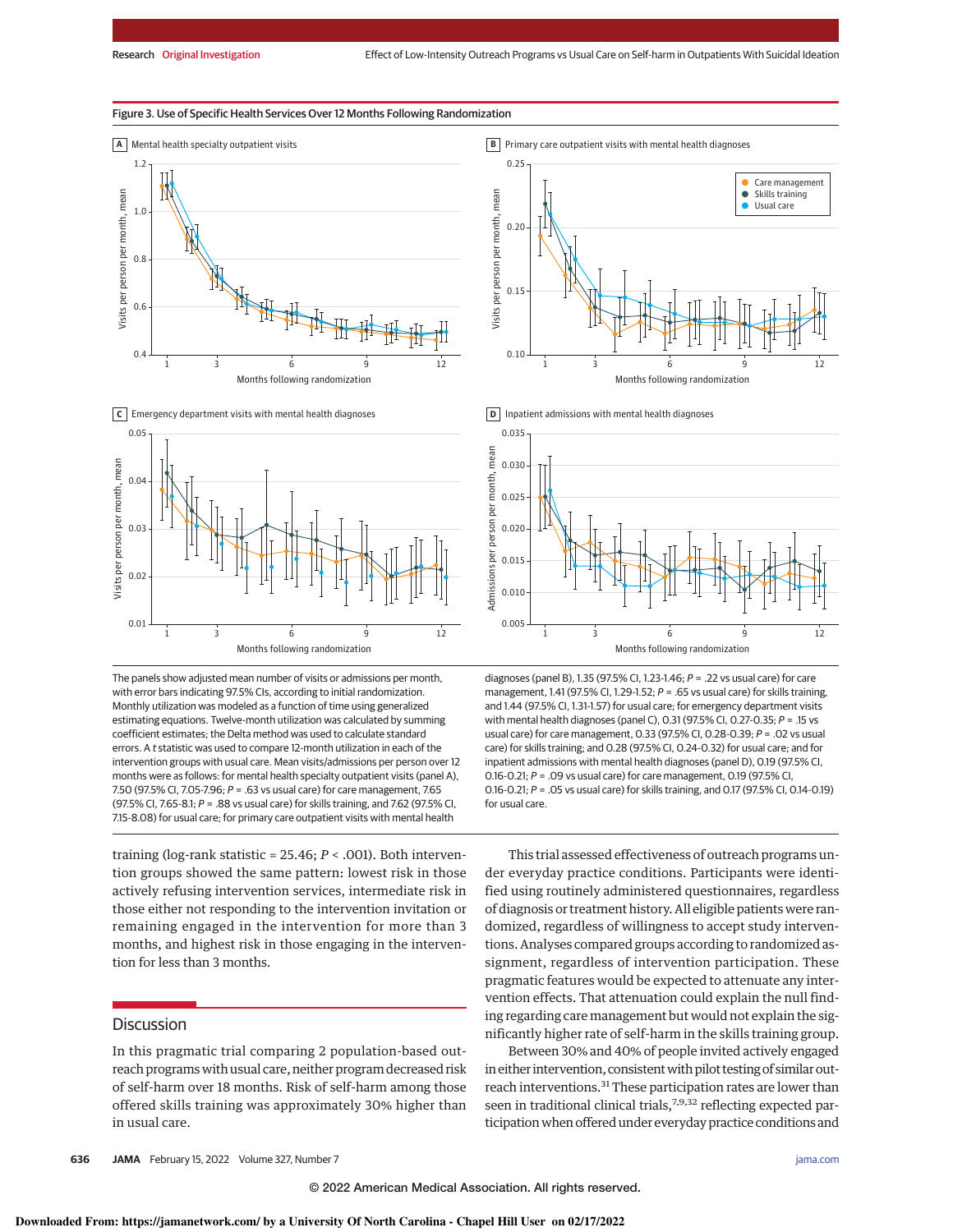Figure 3. Use of Specific Health Services Over 12 Months Following Randomization

The panels show adjusted mean number of visits or admissions per month, with error bars indicating 97.5% CIs, according to initial randomization. Monthly utilization was modeled as a function of time using generalized estimating equations. Twelve-month utilization was calculated by summing coefficient estimates; the Delta method was used to calculate standard errors. A *t* statistic was used to compare 12-month utilization in each of the intervention groups with usual care. Mean visits/admissions per person over 12 months were as follows: for mental health specialty outpatient visits (panel A), 7.50 (97.5% CI, 7.05-7.96; *P* = .63 vs usual care) for care management, 7.65 (97.5% CI, 7.65-8.1; *P* = .88 vs usual care) for skills training, and 7.62 (97.5% CI, 7.15-8.08) for usual care; for primary care outpatient visits with mental health diagnoses (panel B), 1.35 (97.5% CI, 1.23-1.46; *P* = .22 vs usual care) for care management, 1.41 (97.5% CI, 1.29-1.52; *P* = .65 vs usual care) for skills training, and 1.44 (97.5% CI, 1.31-1.57) for usual care; for emergency department visits with mental health diagnoses (panel C), 0.31 (97.5% CI, 0.27-0.35; *P* = .15 vs usual care) for care management, 0.33 (97.5% CI, 0.28-0.39; *P* = .02 vs usual care) for skills training; and 0.28 (97.5% CI, 0.24-0.32) for usual care; and for inpatient admissions with mental health diagnoses (panel D), 0.19 (97.5% CI, 0.16-0.21; *P* = .09 vs usual care) for care management, 0.19 (97.5% CI, 0.16-0.21; *P* = .05 vs usual care) for skills training, and 0.17 (97.5% CI, 0.14-0.19) for usual care.

training (log-rank statistic = 25.46; *P* < .001). Both intervention groups showed the same pattern: lowest risk in those actively refusing intervention services, intermediate risk in those either not responding to the intervention invitation or remaining engaged in the intervention for more than 3 months, and highest risk in those engaging in the intervention for less than 3 months.

## Discussion

In this pragmatic trial comparing 2 population-based outreach programs with usual care, neither program decreased risk of self-harm over 18 months. Risk of self-harm among those offered skills training was approximately 30% higher than in usual care.

This trial assessed effectiveness of outreach programs under everyday practice conditions. Participants were identified using routinely administered questionnaires, regardless of diagnosis or treatment history. All eligible patients were randomized, regardless of willingness to accept study interventions. Analyses compared groups according to randomized assignment, regardless of intervention participation. These pragmatic features would be expected to attenuate any intervention effects. That attenuation could explain the null finding regarding care management but would not explain the significantly higher rate of self-harm in the skills training group.

Between 30% and 40% of people invited actively engaged in either intervention, consistent with pilot testing of similar outreach interventions.[31] These participation rates are lower than seen in traditional clinical trials,[7,9,32] reflecting expected participation when offered under everyday practice conditions and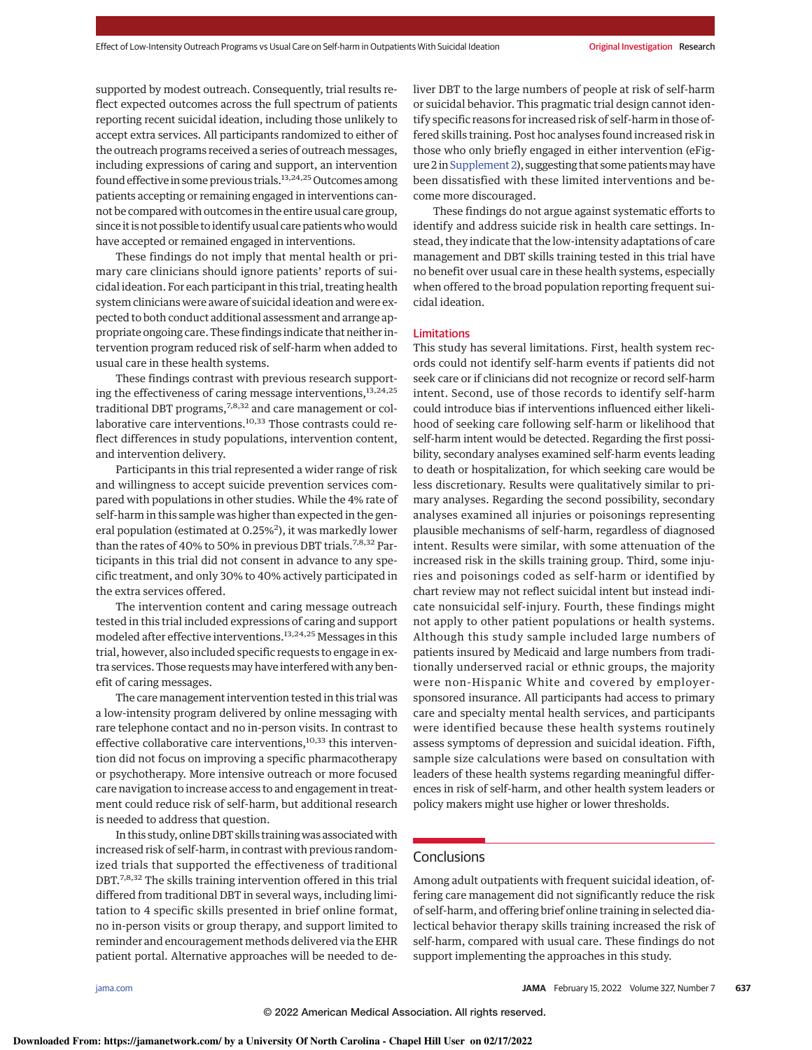supported by modest outreach. Consequently, trial results reflect expected outcomes across the full spectrum of patients reporting recent suicidal ideation, including those unlikely to accept extra services. All participants randomized to either of the outreach programs received a series of outreach messages, including expressions of caring and support, an intervention found effective in some previous trials.[13,24,25] Outcomes among patients accepting or remaining engaged in interventions cannot be compared with outcomes in the entire usual care group, since it is not possible to identify usual care patients who would have accepted or remained engaged in interventions.

These findings do not imply that mental health or primary care clinicians should ignore patients' reports of suicidal ideation. For each participant in this trial, treating health system clinicians were aware of suicidal ideation and were expected to both conduct additional assessment and arrange appropriate ongoing care. These findings indicate that neither intervention program reduced risk of self-harm when added to usual care in these health systems.

These findings contrast with previous research supporting the effectiveness of caring message interventions,[13,24,25] traditional DBT programs,[7,8,32] and care management or collaborative care interventions.[10,33] Those contrasts could reflect differences in study populations, intervention content, and intervention delivery.

Participants in this trial represented a wider range of risk and willingness to accept suicide prevention services compared with populations in other studies. While the 4% rate of self-harm in this sample was higher than expected in the general population (estimated at 0.25%[2]), it was markedly lower than the rates of 40% to 50% in previous DBT trials.[7,8,32] Participants in this trial did not consent in advance to any specific treatment, and only 30% to 40% actively participated in the extra services offered.

The intervention content and caring message outreach tested in this trial included expressions of caring and support modeled after effective interventions.[13,24,25] Messages in this trial, however, also included specific requests to engage in extra services. Those requests may have interfered with any benefit of caring messages.

The care management intervention tested in this trial was a low-intensity program delivered by online messaging with rare telephone contact and no in-person visits. In contrast to effective collaborative care interventions,[10,33] this intervention did not focus on improving a specific pharmacotherapy or psychotherapy. More intensive outreach or more focused care navigation to increase access to and engagement in treatment could reduce risk of self-harm, but additional research is needed to address that question.

In this study, online DBT skills training was associated with increased risk of self-harm, in contrast with previous randomized trials that supported the effectiveness of traditional DBT.[7,8,32] The skills training intervention offered in this trial differed from traditional DBT in several ways, including limitation to 4 specific skills presented in brief online format, no in-person visits or group therapy, and support limited to reminder and encouragement methods delivered via the EHR patient portal. Alternative approaches will be needed to deliver DBT to the large numbers of people at risk of self-harm or suicidal behavior. This pragmatic trial design cannot identify specific reasons for increased risk of self-harm in those offered skills training. Post hoc analyses found increased risk in those who only briefly engaged in either intervention (eFigure 2 in Supplement 2), suggesting that some patients may have been dissatisfied with these limited interventions and become more discouraged.

These findings do not argue against systematic efforts to identify and address suicide risk in health care settings. Instead, they indicate that the low-intensity adaptations of care management and DBT skills training tested in this trial have no benefit over usual care in these health systems, especially when offered to the broad population reporting frequent suicidal ideation.

### Limitations

This study has several limitations. First, health system records could not identify self-harm events if patients did not seek care or if clinicians did not recognize or record self-harm intent. Second, use of those records to identify self-harm events could introduce bias if interventions influenced either likelihood of seeking care following self-harm or likelihood that self-harm intent would be detected. Regarding the first possibility, secondary analyses examined self-harm events leading to death or hospitalization, for which seeking care would be less discretionary. Results were qualitatively similar to primary analyses. Regarding the second possibility, secondary analyses examined all injuries or poisonings representing plausible mechanisms of self-harm, regardless of diagnosed intent. Results were similar, with some attenuation of the increased risk in the skills training group. Third, some injuries and poisonings coded as self-harm or identified by chart review may not reflect suicidal intent but instead indicate nonsuicidal self-injury. Fourth, these findings might not apply to other patient populations or health systems. Although this study sample included large numbers of patients insured by Medicaid and large numbers from traditionally underserved racial or ethnic groups, the majority were non-Hispanic White and covered by employer-sponsored insurance. All participants had access to primary care and specialty mental health services, and participants were identified because these health systems routinely assess symptoms of depression and suicidal ideation. Fifth, sample size calculations were based on consultation with leaders of these health systems regarding meaningful differences in risk of self-harm, and other health system leaders or policy makers might use higher or lower thresholds.

## Conclusions

Among adult outpatients with frequent suicidal ideation, offering care management did not significantly reduce the risk of self-harm, and offering brief online training in selected dialectical behavior therapy skills training increased the risk of self-harm, compared with usual care. These findings do not support implementing the approaches in this study.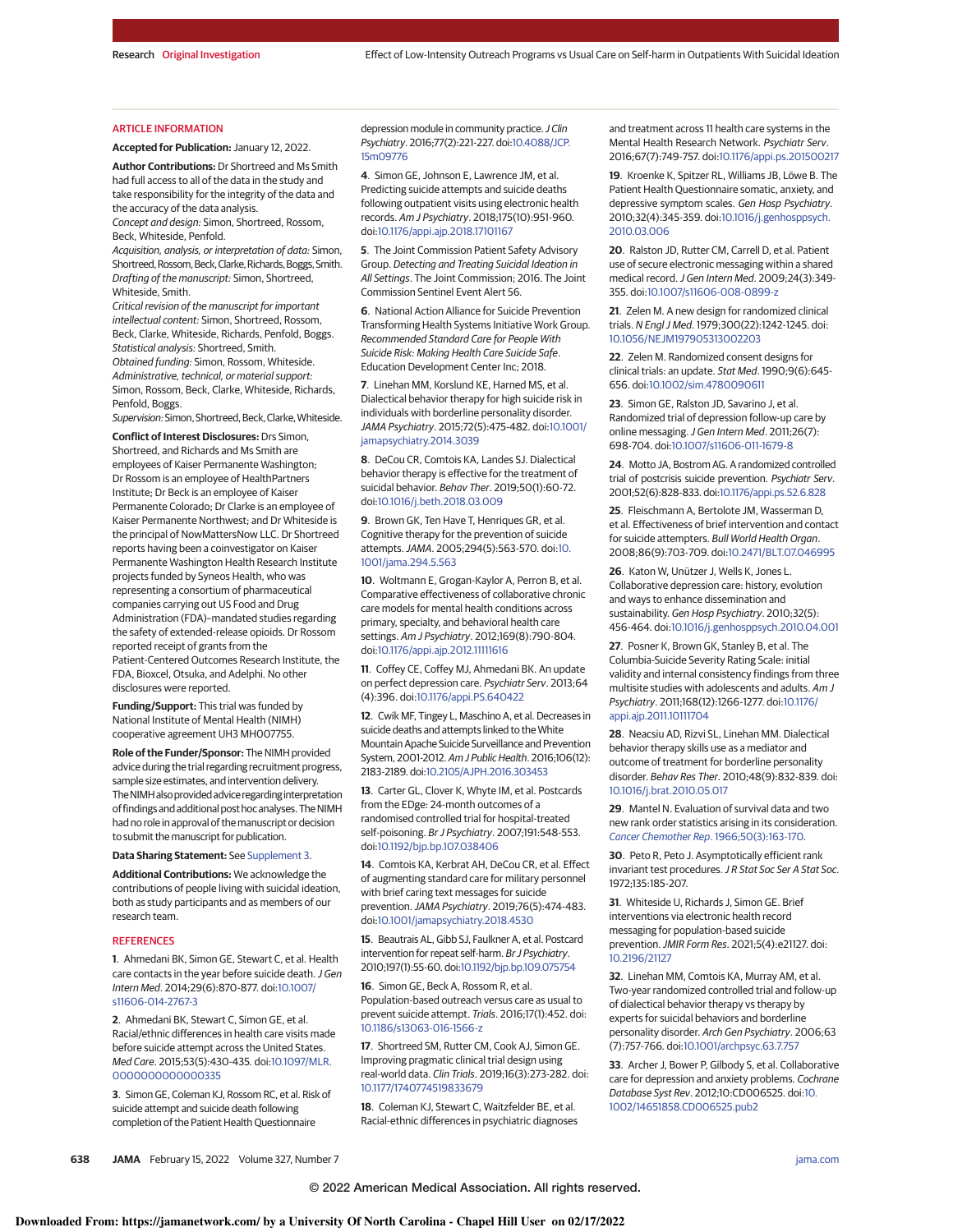## ARTICLE INFORMATION

**Accepted for Publication:** January 12, 2022.

**Author Contributions:** Dr Shortreed and Ms Smith had full access to all of the data in the study and take responsibility for the integrity of the data and the accuracy of the data analysis.

*Concept and design:* Simon, Shortreed, Rossom, Beck, Whiteside, Penfold.

*Acquisition, analysis, or interpretation of data:* Simon, Shortreed, Rossom, Beck, Clarke, Richards, Boggs, Smith.

*Drafting of the manuscript:* Simon, Shortreed, Whiteside, Smith.

*Critical revision of the manuscript for important intellectual content:* Simon, Shortreed, Rossom, Beck, Clarke, Whiteside, Richards, Penfold, Boggs.

*Statistical analysis:* Shortreed, Smith.

*Obtained funding:* Simon, Rossom, Whiteside.

*Administrative, technical, or material support:* Simon, Rossom, Beck, Clarke, Whiteside, Richards, Penfold, Boggs.

*Supervision:* Simon, Shortreed, Beck, Clarke, Whiteside.

**Conflict of Interest Disclosures:** Drs Simon, Shortreed, and Richards and Ms Smith are employees of Kaiser Permanente Washington; Dr Rossom is an employee of HealthPartners Institute; Dr Beck is an employee of Kaiser Permanente Colorado; Dr Clarke is an employee of Kaiser Permanente Northwest; and Dr Whiteside is the principal of NowMattersNow LLC. Dr Shortreed reports having been a coinvestigator on Kaiser Permanente Washington Health Research Institute projects funded by Syneos Health, who was representing a consortium of pharmaceutical companies carrying out US Food and Drug Administration (FDA)–mandated studies regarding the safety of extended-release opioids. Dr Rossom reported receipt of grants from the Patient-Centered Outcomes Research Institute, the FDA, Bioxcel, Otsuka, and Adelphi. No other disclosures were reported.

**Funding/Support:** This trial was funded by National Institute of Mental Health (NIMH) cooperative agreement UH3 MH007755.

**Role of the Funder/Sponsor:** The NIMH provided advice during the trial regarding recruitment progress, sample size estimates, and intervention delivery. The NIMH also provided advice regarding interpretation of findings and additional post hoc analyses. The NIMH had no role in approval of the manuscript or decision to submit the manuscript for publication.

**Data Sharing Statement:** See Supplement 3.

**Additional Contributions:** We acknowledge the contributions of people living with suicidal ideation, both as study participants and as members of our research team.

## REFERENCES

1. Ahmedani BK, Simon GE, Stewart C, et al. Health care contacts in the year before suicide death. *J Gen Intern Med*. 2014;29(6):870-877. doi:10.1007/s11606-014-2767-3

2. Ahmedani BK, Stewart C, Simon GE, et al. Racial/ethnic differences in health care visits made before suicide attempt across the United States. *Med Care*. 2015;53(5):430-435. doi:10.1097/MLR.0000000000000335

3. Simon GE, Coleman KJ, Rossom RC, et al. Risk of suicide attempt and suicide death following completion of the Patient Health Questionnaire depression module in community practice. *J Clin Psychiatry*. 2016;77(2):221-227. doi:10.4088/JCP.15m09776

4. Simon GE, Johnson E, Lawrence JM, et al. Predicting suicide attempts and suicide deaths following outpatient visits using electronic health records. *Am J Psychiatry*. 2018;175(10):951-960. doi:10.1176/appi.ajp.2018.17101167

5. The Joint Commission Patient Safety Advisory Group. *Detecting and Treating Suicidal Ideation in All Settings*. The Joint Commission; 2016. The Joint Commission Sentinel Event Alert 56.

6. National Action Alliance for Suicide Prevention Transforming Health Systems Initiative Work Group. *Recommended Standard Care for People With Suicide Risk: Making Health Care Suicide Safe*. Education Development Center Inc; 2018.

7. Linehan MM, Korslund KE, Harned MS, et al. Dialectical behavior therapy for high suicide risk in individuals with borderline personality disorder. *JAMA Psychiatry*. 2015;72(5):475-482. doi:10.1001/jamapsychiatry.2014.3039

8. DeCou CR, Comtois KA, Landes SJ. Dialectical behavior therapy is effective for the treatment of suicidal behavior. *Behav Ther*. 2019;50(1):60-72. doi:10.1016/j.beth.2018.03.009

9. Brown GK, Ten Have T, Henriques GR, et al. Cognitive therapy for the prevention of suicide attempts. *JAMA*. 2005;294(5):563-570. doi:10.1001/jama.294.5.563

10. Woltmann E, Grogan-Kaylor A, Perron B, et al. Comparative effectiveness of collaborative chronic care models for mental health conditions across primary, specialty, and behavioral health care settings. *Am J Psychiatry*. 2012;169(8):790-804. doi:10.1176/appi.ajp.2012.11111616

11. Coffey CE, Coffey MJ, Ahmedani BK. An update on perfect depression care. *Psychiatr Serv*. 2013;64(4):396. doi:10.1176/appi.PS.640422

12. Cwik MF, Tingey L, Maschino A, et al. Decreases in suicide deaths and attempts linked to the White Mountain Apache Suicide Surveillance and Prevention System, 2001-2012. *Am J Public Health*. 2016;106(12):2183-2189. doi:10.2105/AJPH.2016.303453

13. Carter GL, Clover K, Whyte IM, et al. Postcards from the EDge: 24-month outcomes of a randomised controlled trial for hospital-treated self-poisoning. *Br J Psychiatry*. 2007;191:548-553. doi:10.1192/bjp.bp.107.038406

14. Comtois KA, Kerbrat AH, DeCou CR, et al. Effect of augmenting standard care for military personnel with brief caring text messages for suicide prevention. *JAMA Psychiatry*. 2019;76(5):474-483. doi:10.1001/jamapsychiatry.2018.4530

15. Beautrais AL, Gibb SJ, Faulkner A, et al. Postcard intervention for repeat self-harm. *Br J Psychiatry*. 2010;197(1):55-60. doi:10.1192/bjp.bp.109.075754

16. Simon GE, Beck A, Rossom R, et al. Population-based outreach versus care as usual to prevent suicide attempt. *Trials*. 2016;17(1):452. doi:10.1186/s13063-016-1566-z

17. Shortreed SM, Rutter CM, Cook AJ, Simon GE. Improving pragmatic clinical trial design using real-world data. *Clin Trials*. 2019;16(3):273-282. doi:10.1177/1740774519833679

18. Coleman KJ, Stewart C, Waitzfelder BE, et al. Racial-ethnic differences in psychiatric diagnoses and treatment across 11 health care systems in the Mental Health Research Network. *Psychiatr Serv*. 2016;67(7):749-757. doi:10.1176/appi.ps.201500217

19. Kroenke K, Spitzer RL, Williams JB, Löwe B. The Patient Health Questionnaire somatic, anxiety, and depressive symptom scales. *Gen Hosp Psychiatry*. 2010;32(4):345-359. doi:10.1016/j.genhosppsych.2010.03.006

20. Ralston JD, Rutter CM, Carrell D, et al. Patient use of secure electronic messaging within a shared medical record. *J Gen Intern Med*. 2009;24(3):349-355. doi:10.1007/s11606-008-0899-z

21. Zelen M. A new design for randomized clinical trials. *N Engl J Med*. 1979;300(22):1242-1245. doi:10.1056/NEJM197905313002203

22. Zelen M. Randomized consent designs for clinical trials: an update. *Stat Med*. 1990;9(6):645-656. doi:10.1002/sim.4780090611

23. Simon GE, Ralston JD, Savarino J, et al. Randomized trial of depression follow-up care by online messaging. *J Gen Intern Med*. 2011;26(7):698-704. doi:10.1007/s11606-011-1679-8

24. Motto JA, Bostrom AG. A randomized controlled trial of postcrisis suicide prevention. *Psychiatr Serv*. 2001;52(6):828-833. doi:10.1176/appi.ps.52.6.828

25. Fleischmann A, Bertolote JM, Wasserman D, et al. Effectiveness of brief intervention and contact for suicide attempters. *Bull World Health Organ*. 2008;86(9):703-709. doi:10.2471/BLT.07.046995

26. Katon W, Unützer J, Wells K, Jones L. Collaborative depression care: history, evolution and ways to enhance dissemination and sustainability. *Gen Hosp Psychiatry*. 2010;32(5):456-464. doi:10.1016/j.genhosppsych.2010.04.001

27. Posner K, Brown GK, Stanley B, et al. The Columbia-Suicide Severity Rating Scale: initial validity and internal consistency findings from three multisite studies with adolescents and adults. *Am J Psychiatry*. 2011;168(12):1266-1277. doi:10.1176/appi.ajp.2011.10111704

28. Neacsiu AD, Rizvi SL, Linehan MM. Dialectical behavior therapy skills use as a mediator and outcome of treatment for borderline personality disorder. *Behav Res Ther*. 2010;48(9):832-839. doi:10.1016/j.brat.2010.05.017

29. Mantel N. Evaluation of survival data and two new rank order statistics arising in its consideration. *Cancer Chemother Rep*. 1966;50(3):163-170.

30. Peto R, Peto J. Asymptotically efficient rank invariant test procedures. *J R Stat Soc Ser A Stat Soc*. 1972;135:185-207.

31. Whiteside U, Richards J, Simon GE. Brief interventions via electronic health record messaging for population-based suicide prevention. *JMIR Form Res*. 2021;5(4):e21127. doi:10.2196/21127

32. Linehan MM, Comtois KA, Murray AM, et al. Two-year randomized controlled trial and follow-up of dialectical behavior therapy vs therapy by experts for suicidal behaviors and borderline personality disorder. *Arch Gen Psychiatry*. 2006;63(7):757-766. doi:10.1001/archpsyc.63.7.757

33. Archer J, Bower P, Gilbody S, et al. Collaborative care for depression and anxiety problems. *Cochrane Database Syst Rev*. 2012;10:CD006525. doi:10.1002/14651858.CD006525.pub2